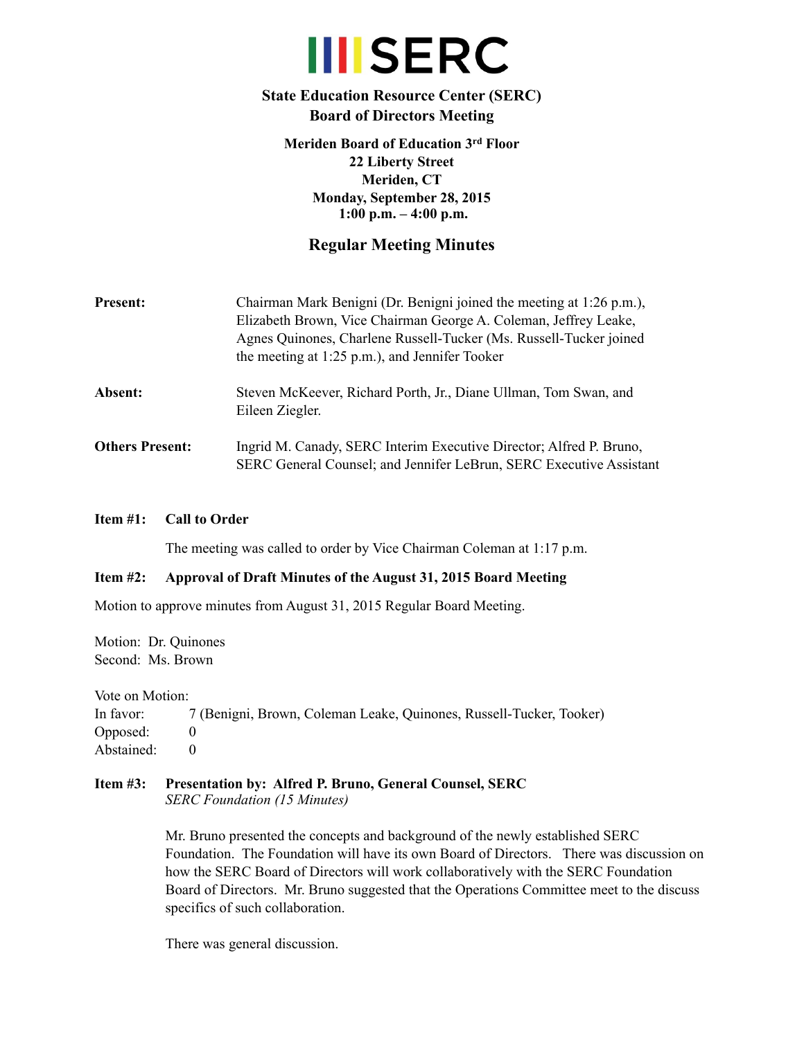# SERC

**State Education Resource Center (SERC)**
**Board of Directors Meeting**

**Meriden Board of Education 3rd Floor**
**22 Liberty Street**
**Meriden, CT**
**Monday, September 28, 2015**
**1:00 p.m. – 4:00 p.m.**

## Regular Meeting Minutes

**Present:** Chairman Mark Benigni (Dr. Benigni joined the meeting at 1:26 p.m.), Elizabeth Brown, Vice Chairman George A. Coleman, Jeffrey Leake, Agnes Quinones, Charlene Russell-Tucker (Ms. Russell-Tucker joined the meeting at 1:25 p.m.), and Jennifer Tooker

**Absent:** Steven McKeever, Richard Porth, Jr., Diane Ullman, Tom Swan, and Eileen Ziegler.

**Others Present:** Ingrid M. Canady, SERC Interim Executive Director; Alfred P. Bruno, SERC General Counsel; and Jennifer LeBrun, SERC Executive Assistant

**Item #1: Call to Order**

The meeting was called to order by Vice Chairman Coleman at 1:17 p.m.

**Item #2: Approval of Draft Minutes of the August 31, 2015 Board Meeting**

Motion to approve minutes from August 31, 2015 Regular Board Meeting.

Motion: Dr. Quinones
Second: Ms. Brown

Vote on Motion:
In favor: 7 (Benigni, Brown, Coleman Leake, Quinones, Russell-Tucker, Tooker)
Opposed: 0
Abstained: 0

**Item #3: Presentation by: Alfred P. Bruno, General Counsel, SERC**
*SERC Foundation (15 Minutes)*

Mr. Bruno presented the concepts and background of the newly established SERC Foundation. The Foundation will have its own Board of Directors. There was discussion on how the SERC Board of Directors will work collaboratively with the SERC Foundation Board of Directors. Mr. Bruno suggested that the Operations Committee meet to the discuss specifics of such collaboration.

There was general discussion.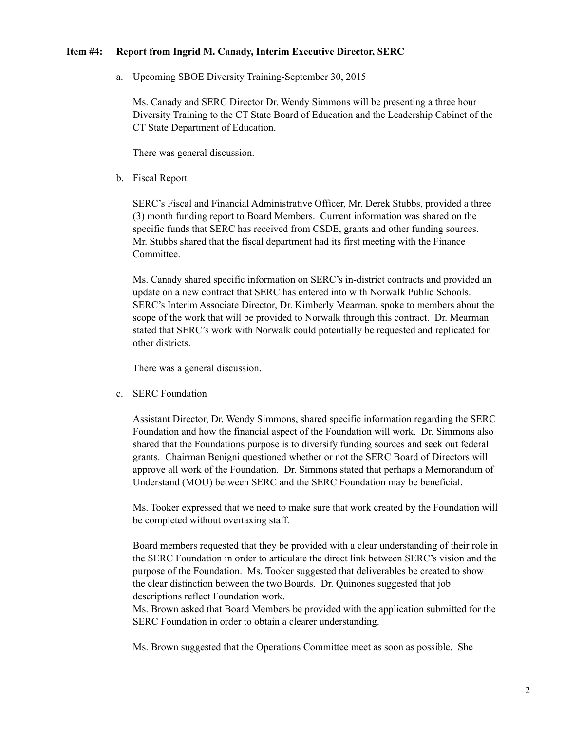**Item #4: Report from Ingrid M. Canady, Interim Executive Director, SERC**

a. Upcoming SBOE Diversity Training-September 30, 2015

Ms. Canady and SERC Director Dr. Wendy Simmons will be presenting a three hour Diversity Training to the CT State Board of Education and the Leadership Cabinet of the CT State Department of Education.

There was general discussion.

b. Fiscal Report

SERC's Fiscal and Financial Administrative Officer, Mr. Derek Stubbs, provided a three (3) month funding report to Board Members. Current information was shared on the specific funds that SERC has received from CSDE, grants and other funding sources. Mr. Stubbs shared that the fiscal department had its first meeting with the Finance Committee.

Ms. Canady shared specific information on SERC's in-district contracts and provided an update on a new contract that SERC has entered into with Norwalk Public Schools. SERC's Interim Associate Director, Dr. Kimberly Mearman, spoke to members about the scope of the work that will be provided to Norwalk through this contract. Dr. Mearman stated that SERC's work with Norwalk could potentially be requested and replicated for other districts.

There was a general discussion.

c. SERC Foundation

Assistant Director, Dr. Wendy Simmons, shared specific information regarding the SERC Foundation and how the financial aspect of the Foundation will work. Dr. Simmons also shared that the Foundations purpose is to diversify funding sources and seek out federal grants. Chairman Benigni questioned whether or not the SERC Board of Directors will approve all work of the Foundation. Dr. Simmons stated that perhaps a Memorandum of Understand (MOU) between SERC and the SERC Foundation may be beneficial.

Ms. Tooker expressed that we need to make sure that work created by the Foundation will be completed without overtaxing staff.

Board members requested that they be provided with a clear understanding of their role in the SERC Foundation in order to articulate the direct link between SERC's vision and the purpose of the Foundation. Ms. Tooker suggested that deliverables be created to show the clear distinction between the two Boards. Dr. Quinones suggested that job descriptions reflect Foundation work.
Ms. Brown asked that Board Members be provided with the application submitted for the SERC Foundation in order to obtain a clearer understanding.

Ms. Brown suggested that the Operations Committee meet as soon as possible. She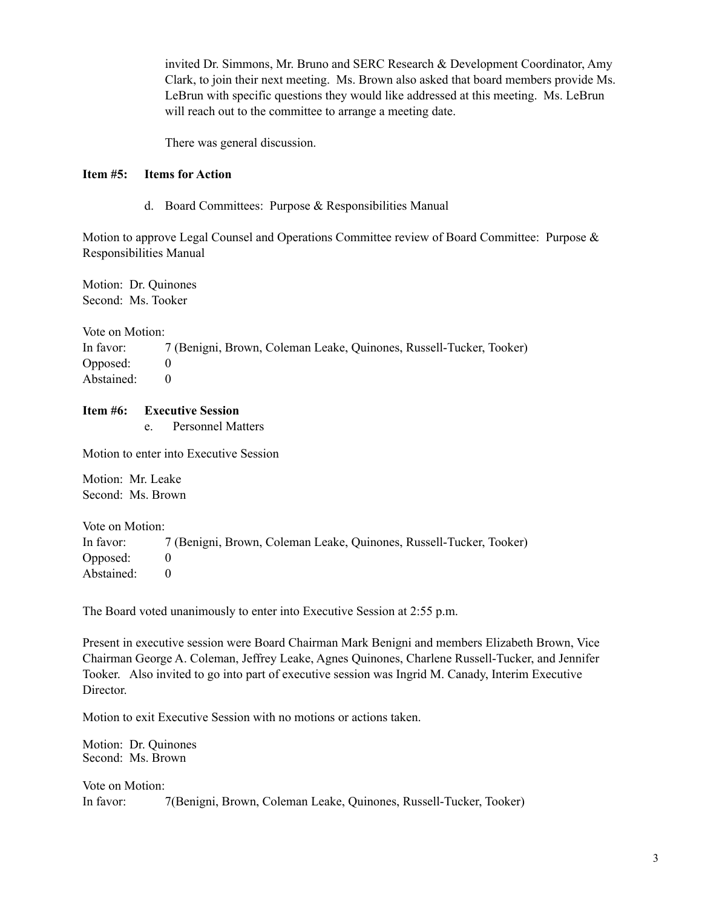invited Dr. Simmons, Mr. Bruno and SERC Research & Development Coordinator, Amy Clark, to join their next meeting. Ms. Brown also asked that board members provide Ms. LeBrun with specific questions they would like addressed at this meeting. Ms. LeBrun will reach out to the committee to arrange a meeting date.

There was general discussion.

**Item #5: Items for Action**

d. Board Committees: Purpose & Responsibilities Manual

Motion to approve Legal Counsel and Operations Committee review of Board Committee: Purpose & Responsibilities Manual

Motion: Dr. Quinones
Second: Ms. Tooker

Vote on Motion:
In favor: 7 (Benigni, Brown, Coleman Leake, Quinones, Russell-Tucker, Tooker)
Opposed: 0
Abstained: 0

**Item #6: Executive Session**

e. Personnel Matters

Motion to enter into Executive Session

Motion: Mr. Leake
Second: Ms. Brown

Vote on Motion:
In favor: 7 (Benigni, Brown, Coleman Leake, Quinones, Russell-Tucker, Tooker)
Opposed: 0
Abstained: 0

The Board voted unanimously to enter into Executive Session at 2:55 p.m.

Present in executive session were Board Chairman Mark Benigni and members Elizabeth Brown, Vice Chairman George A. Coleman, Jeffrey Leake, Agnes Quinones, Charlene Russell-Tucker, and Jennifer Tooker. Also invited to go into part of executive session was Ingrid M. Canady, Interim Executive Director.

Motion to exit Executive Session with no motions or actions taken.

Motion: Dr. Quinones
Second: Ms. Brown

Vote on Motion:
In favor: 7(Benigni, Brown, Coleman Leake, Quinones, Russell-Tucker, Tooker)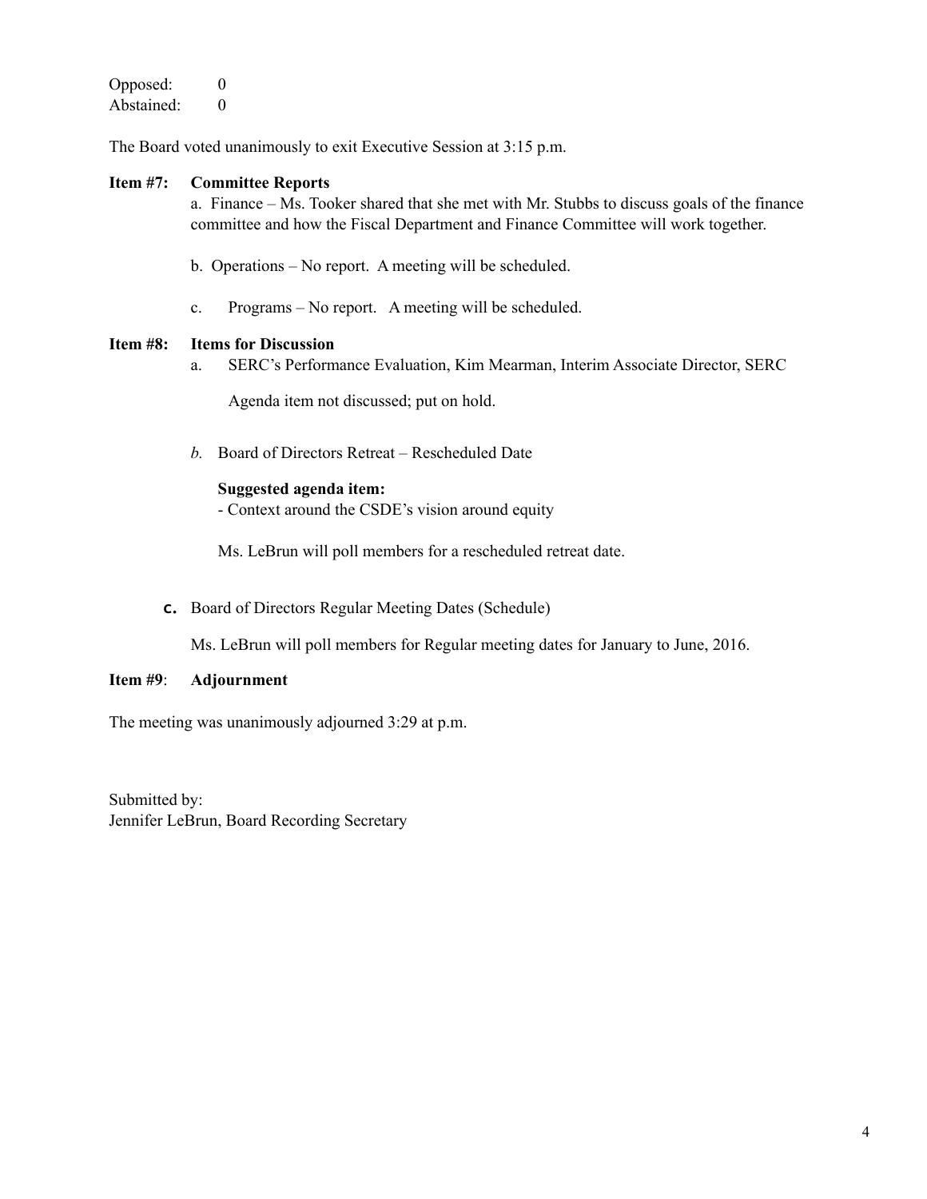Opposed: 0
Abstained: 0

The Board voted unanimously to exit Executive Session at 3:15 p.m.

**Item #7: Committee Reports**

a. Finance – Ms. Tooker shared that she met with Mr. Stubbs to discuss goals of the finance committee and how the Fiscal Department and Finance Committee will work together.

b. Operations – No report. A meeting will be scheduled.

c. Programs – No report. A meeting will be scheduled.

**Item #8: Items for Discussion**

a. SERC's Performance Evaluation, Kim Mearman, Interim Associate Director, SERC

Agenda item not discussed; put on hold.

*b.* Board of Directors Retreat – Rescheduled Date

**Suggested agenda item:**
- Context around the CSDE's vision around equity

Ms. LeBrun will poll members for a rescheduled retreat date.

**c.** Board of Directors Regular Meeting Dates (Schedule)

Ms. LeBrun will poll members for Regular meeting dates for January to June, 2016.

**Item #9**: **Adjournment**

The meeting was unanimously adjourned 3:29 at p.m.

Submitted by:
Jennifer LeBrun, Board Recording Secretary